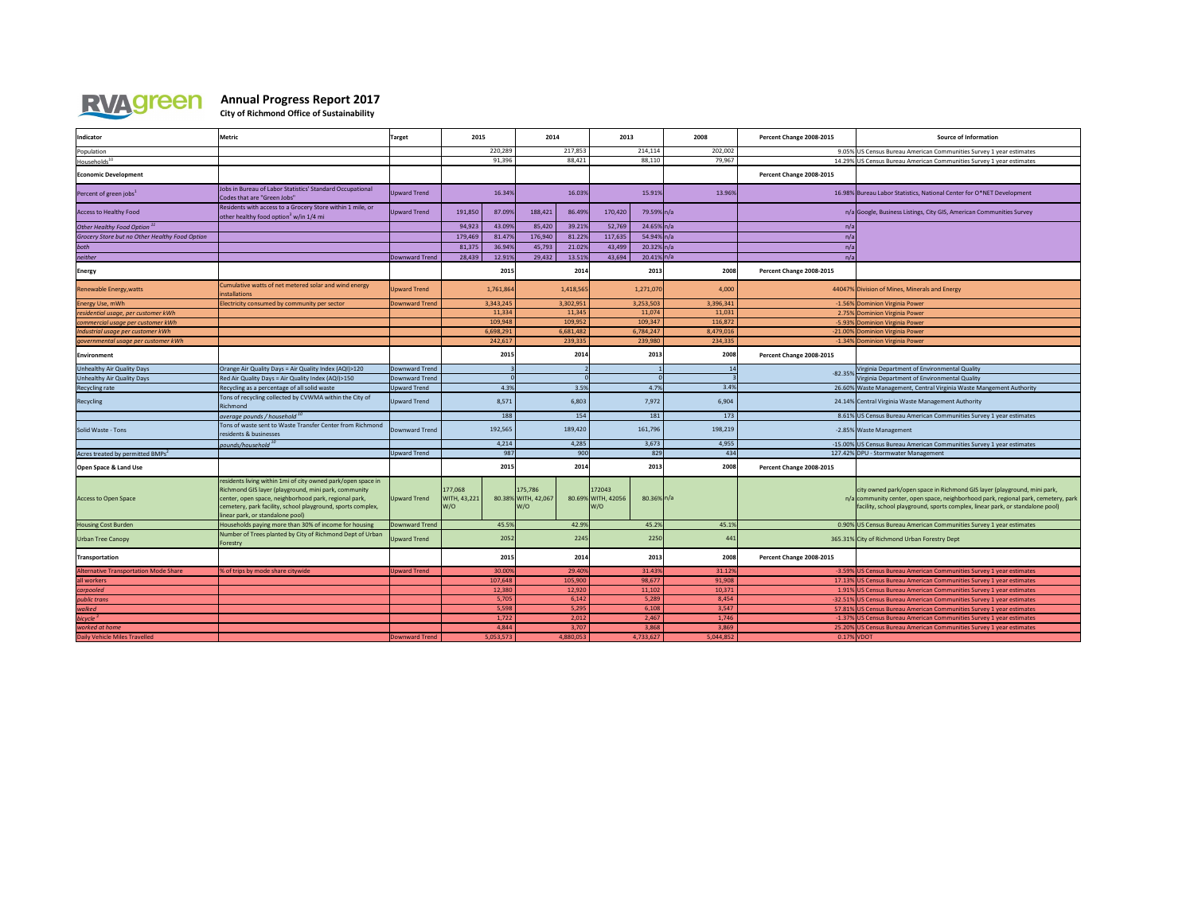**RVAgreen**

# Annual Progress Report 2017

**City of Richmond Office of Sustainability**

| Indicator | Metric | Target | 2015 | | 2014 | | 2013 | | 2008 | Percent Change 2008-2015 | Source of Information |
|---|---|---|---|---|---|---|---|---|---|---|---|
| Population | | | | 220,289 | | 217,853 | | 214,114 | 202,002 | 9.05% | US Census Bureau American Communities Survey 1 year estimates |
| Households[10] | | | | 91,396 | | 88,421 | | 88,110 | 79,967 | 14.29% | US Census Bureau American Communities Survey 1 year estimates |
| **Economic Development** | | | | | | | | | | **Percent Change 2008-2015** | |
| Percent of green jobs[1] | Jobs in Bureau of Labor Statistics' Standard Occupational Codes that are "Green Jobs" | Upward Trend | | 16.34% | | 16.03% | | 15.91% | 13.96% | 16.98% | Bureau Labor Statistics, National Center for O*NET Development |
| Access to Healthy Food | Residents with access to a Grocery Store within 1 mile, or other healthy food option[3] w/in 1/4 mi | Upward Trend | 191,850 | 87.09% | 188,421 | 86.49% | 170,420 | 79.59% | n/a | n/a | Google, Business Listings, City GIS, American Communities Survey |
| *Other Healthy Food Option [11]* | | | 94,923 | 43.09% | 85,420 | 39.21% | 52,769 | 24.65% | n/a | n/a | |
| *Grocery Store but no Other Healthy Food Option* | | | 179,469 | 81.47% | 176,940 | 81.22% | 117,635 | 54.94% | n/a | n/a | |
| *both* | | | 81,375 | 36.94% | 45,793 | 21.02% | 43,499 | 20.32% | n/a | n/a | |
| *neither* | | Downward Trend | 28,439 | 12.91% | 29,432 | 13.51% | 43,694 | 20.41% | n/a | n/a | |
| **Energy** | | | | 2015 | | 2014 | | 2013 | 2008 | **Percent Change 2008-2015** | |
| Renewable Energy,watts | Cumulative watts of net metered solar and wind energy installations | Upward Trend | | 1,761,864 | | 1,418,565 | | 1,271,070 | 4,000 | 44047% | Division of Mines, Minerals and Energy |
| Energy Use, mWh | Electricity consumed by community per sector | Downward Trend | | 3,343,245 | | 3,302,951 | | 3,253,503 | 3,396,341 | -1.56% | Dominion Virginia Power |
| *residential usage, per customer kWh* | | | | 11,334 | | 11,345 | | 11,074 | 11,031 | 2.75% | Dominion Virginia Power |
| *commercial usage per customer kWh* | | | | 109,948 | | 109,952 | | 109,347 | 116,872 | -5.93% | Dominion Virginia Power |
| *Industrial usage per customer kWh* | | | | 6,698,291 | | 6,681,482 | | 6,784,247 | 8,479,016 | -21.00% | Dominion Virginia Power |
| *governmental usage per customer kWh* | | | | 242,617 | | 239,335 | | 239,980 | 234,335 | -1.34% | Dominion Virginia Power |
| **Environment** | | | | 2015 | | 2014 | | 2013 | 2008 | **Percent Change 2008-2015** | |
| Unhealthy Air Quality Days | Orange Air Quality Days = Air Quality Index (AQI)>120 | Downward Trend | | 3 | | 2 | | 1 | 14 | -82.35% | Virginia Department of Environmental Quality |
| Unhealthy Air Quality Days | Red Air Quality Days = Air Quality Index (AQI)>150 | Downward Trend | | 0 | | 0 | | 0 | 3 | | Virginia Department of Environmental Quality |
| Recycling rate | Recycling as a percentage of all solid waste | Upward Trend | | 4.3% | | 3.5% | | 4.7% | 3.4% | 26.60% | Waste Management, Central Virginia Waste Mangement Authority |
| Recycling | Tons of recycling collected by CVWMA within the City of Richmond | Upward Trend | | 8,571 | | 6,803 | | 7,972 | 6,904 | 24.14% | Central Virginia Waste Management Authority |
| | *average pounds / household [10]* | | | 188 | | 154 | | 181 | 173 | 8.61% | US Census Bureau American Communities Survey 1 year estimates |
| Solid Waste - Tons | Tons of waste sent to Waste Transfer Center from Richmond residents & businesses | Downward Trend | | 192,565 | | 189,420 | | 161,796 | 198,219 | -2.85% | Waste Management |
| | *pounds/household [10]* | | | 4,214 | | 4,285 | | 3,673 | 4,955 | -15.00% | US Census Bureau American Communities Survey 1 year estimates |
| Acres treated by permitted BMPs[2] | | Upward Trend | | 987 | | 900 | | 829 | 434 | 127.42% | DPU - Stormwater Management |
| **Open Space & Land Use** | | | | 2015 | | 2014 | | 2013 | 2008 | **Percent Change 2008-2015** | |
| Access to Open Space | residents living within 1mi of city owned park/open space in Richmond GIS layer (playground, mini park, community center, open space, neighborhood park, regional park, cemetery, park facility, school playground, sports complex, linear park, or standalone pool) | Upward Trend | 177,068 WITH, 43,221 W/O | 80.38% | 175,786 WITH, 42,067 W/O | 80.69% | 172043 WITH, 42056 W/O | 80.36% | n/a | n/a | city owned park/open space in Richmond GIS layer (playground, mini park, community center, open space, neighborhood park, regional park, cemetery, park facility, school playground, sports complex, linear park, or standalone pool) |
| Housing Cost Burden | Households paying more than 30% of income for housing | Downward Trend | | 45.5% | | 42.9% | | 45.2% | 45.1% | 0.90% | US Census Bureau American Communities Survey 1 year estimates |
| Urban Tree Canopy | Number of Trees planted by City of Richmond Dept of Urban Forestry | Upward Trend | | 2052 | | 2245 | | 2250 | 441 | 365.31% | City of Richmond Urban Forestry Dept |
| **Transportation** | | | | 2015 | | 2014 | | 2013 | 2008 | **Percent Change 2008-2015** | |
| Alternative Transportation Mode Share | % of trips by mode share citywide | Upward Trend | | 30.00% | | 29.40% | | 31.43% | 31.12% | -3.59% | US Census Bureau American Communities Survey 1 year estimates |
| *all workers* | | | | 107,648 | | 105,900 | | 98,677 | 91,908 | 17.13% | US Census Bureau American Communities Survey 1 year estimates |
| *carpooled* | | | | 12,380 | | 12,920 | | 11,102 | 10,371 | 1.91% | US Census Bureau American Communities Survey 1 year estimates |
| *public trans* | | | | 5,705 | | 6,142 | | 5,289 | 8,454 | -32.51% | US Census Bureau American Communities Survey 1 year estimates |
| *walked* | | | | 5,598 | | 5,295 | | 6,108 | 3,547 | 57.81% | US Census Bureau American Communities Survey 1 year estimates |
| *bicycle [4]* | | | | 1,722 | | 2,012 | | 2,467 | 1,746 | -1.37% | US Census Bureau American Communities Survey 1 year estimates |
| *worked at home* | | | | 4,844 | | 3,707 | | 3,868 | 3,869 | 25.20% | US Census Bureau American Communities Survey 1 year estimates |
| Daily Vehicle Miles Travelled | | Downward Trend | | 5,053,573 | | 4,880,053 | | 4,733,627 | 5,044,852 | 0.17% | VDOT |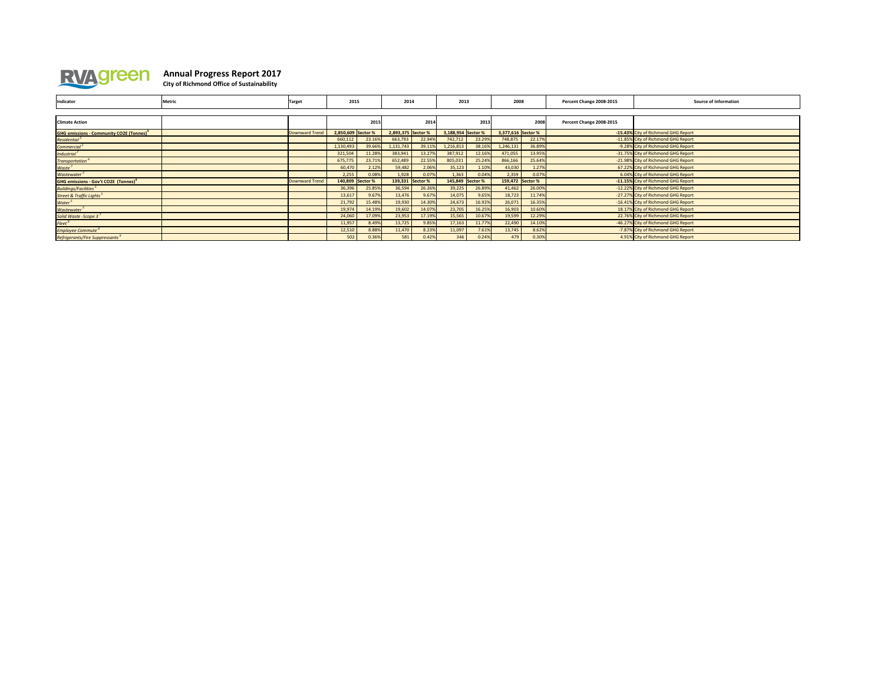# Annual Progress Report 2017

**City of Richmond Office of Sustainability**

| Indicator | Metric | Target | 2015 | | 2014 | | 2013 | | 2008 | | Percent Change 2008-2015 | Source of Information |
|---|---|---|---|---|---|---|---|---|---|---|---|---|
| **Climate Action** | | | | 2015 | | 2014 | | 2013 | | 2008 | Percent Change 2008-2015 | |
| **GHG emissions - Community CO2E (Tonnes)**[4] | | Downward Trend | 2,850,609 | Sector % | 2,893,375 | Sector % | 3,188,954 | Sector % | 3,377,616 | Sector % | -15.43% | City of Richmond GHG Report |
| *Residential*[5] | | | 660,112 | 23.16% | 663,793 | 22.94% | 742,712 | 23.29% | 748,875 | 22.17% | -11.85% | City of Richmond GHG Report |
| *Commercial*[5] | | | 1,130,493 | 39.66% | 1,131,743 | 39.11% | 1,216,813 | 38.16% | 1,246,131 | 36.89% | -9.28% | City of Richmond GHG Report |
| *Industrial*[7] | | | 321,504 | 11.28% | 383,941 | 13.27% | 387,912 | 12.16% | 471,055 | 13.95% | -31.75% | City of Richmond GHG Report |
| *Transportation*[6] | | | 675,775 | 23.71% | 652,489 | 22.55% | 805,031 | 25.24% | 866,166 | 25.64% | -21.98% | City of Richmond GHG Report |
| *Waste*[7] | | | 60,470 | 2.12% | 59,482 | 2.06% | 35,123 | 1.10% | 43,030 | 1.27% | 67.22% | City of Richmond GHG Report |
| *Wastewater*[5] | | | 2,255 | 0.08% | 1,928 | 0.07% | 1,363 | 0.04% | 2,359 | 0.07% | 6.04% | City of Richmond GHG Report |
| **GHG emissions - Gov't CO2E (Tonnes)**[4] | | Downward Trend | 140,809 | Sector % | 139,331 | Sector % | 145,849 | Sector % | 159,472 | Sector % | -11.15% | City of Richmond GHG Report |
| *Buildings/Facilities*[5] | | | 36,396 | 25.85% | 36,594 | 26.26% | 39,225 | 26.89% | 41,462 | 26.00% | -12.22% | City of Richmond GHG Report |
| *Street & Traffic Lights*[5] | | | 13,617 | 9.67% | 13,476 | 9.67% | 14,075 | 9.65% | 18,723 | 11.74% | -27.27% | City of Richmond GHG Report |
| *Water*[5] | | | 21,792 | 15.48% | 19,930 | 14.30% | 24,673 | 16.92% | 26,071 | 16.35% | -16.41% | City of Richmond GHG Report |
| *Wastewater*[5] | | | 19,974 | 14.19% | 19,602 | 14.07% | 23,705 | 16.25% | 16,903 | 10.60% | 18.17% | City of Richmond GHG Report |
| *Solid Waste -Scope 3*[7] | | | 24,060 | 17.09% | 23,953 | 17.19% | 15,565 | 10.67% | 19,599 | 12.29% | 22.76% | City of Richmond GHG Report |
| *Fleet*[8] | | | 11,957 | 8.49% | 13,725 | 9.85% | 17,163 | 11.77% | 22,490 | 14.10% | -46.27% | City of Richmond GHG Report |
| *Employee Commute*[6] | | | 12,510 | 8.88% | 11,470 | 8.23% | 11,097 | 7.61% | 13,745 | 8.62% | -7.87% | City of Richmond GHG Report |
| *Refrigerants/Fire Suppressants*[9] | | | 502 | 0.36% | 581 | 0.42% | 346 | 0.24% | 479 | 0.30% | 4.91% | City of Richmond GHG Report |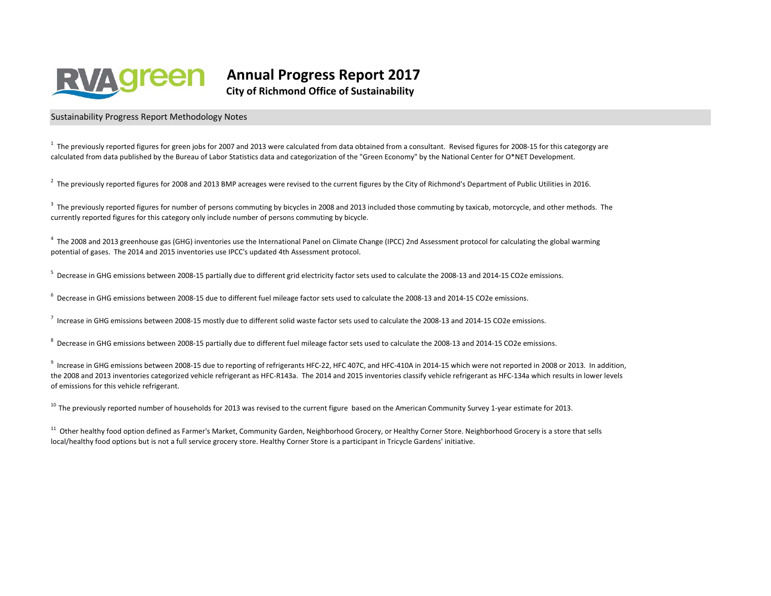# Annual Progress Report 2017

**City of Richmond Office of Sustainability**

## Sustainability Progress Report Methodology Notes

[1] The previously reported figures for green jobs for 2007 and 2013 were calculated from data obtained from a consultant. Revised figures for 2008-15 for this categorgy are calculated from data published by the Bureau of Labor Statistics data and categorization of the "Green Economy" by the National Center for O*NET Development.

[2] The previously reported figures for 2008 and 2013 BMP acreages were revised to the current figures by the City of Richmond's Department of Public Utilities in 2016.

[3] The previously reported figures for number of persons commuting by bicycles in 2008 and 2013 included those commuting by taxicab, motorcycle, and other methods. The currently reported figures for this category only include number of persons commuting by bicycle.

[4] The 2008 and 2013 greenhouse gas (GHG) inventories use the International Panel on Climate Change (IPCC) 2nd Assessment protocol for calculating the global warming potential of gases. The 2014 and 2015 inventories use IPCC's updated 4th Assessment protocol.

[5] Decrease in GHG emissions between 2008-15 partially due to different grid electricity factor sets used to calculate the 2008-13 and 2014-15 $CO_2e$ emissions.

[6] Decrease in GHG emissions between 2008-15 due to different fuel mileage factor sets used to calculate the 2008-13 and 2014-15 $CO_2e$ emissions.

[7] Increase in GHG emissions between 2008-15 mostly due to different solid waste factor sets used to calculate the 2008-13 and 2014-15 $CO_2e$ emissions.

[8] Decrease in GHG emissions between 2008-15 partially due to different fuel mileage factor sets used to calculate the 2008-13 and 2014-15 $CO_2e$ emissions.

[9] Increase in GHG emissions between 2008-15 due to reporting of refrigerants HFC-22, HFC 407C, and HFC-410A in 2014-15 which were not reported in 2008 or 2013. In addition, the 2008 and 2013 inventories categorized vehicle refrigerant as HFC-R143a. The 2014 and 2015 inventories classify vehicle refrigerant as HFC-134a which results in lower levels of emissions for this vehicle refrigerant.

[10] The previously reported number of households for 2013 was revised to the current figure based on the American Community Survey 1-year estimate for 2013.

[11] Other healthy food option defined as Farmer's Market, Community Garden, Neighborhood Grocery, or Healthy Corner Store. Neighborhood Grocery is a store that sells local/healthy food options but is not a full service grocery store. Healthy Corner Store is a participant in Tricycle Gardens' initiative.